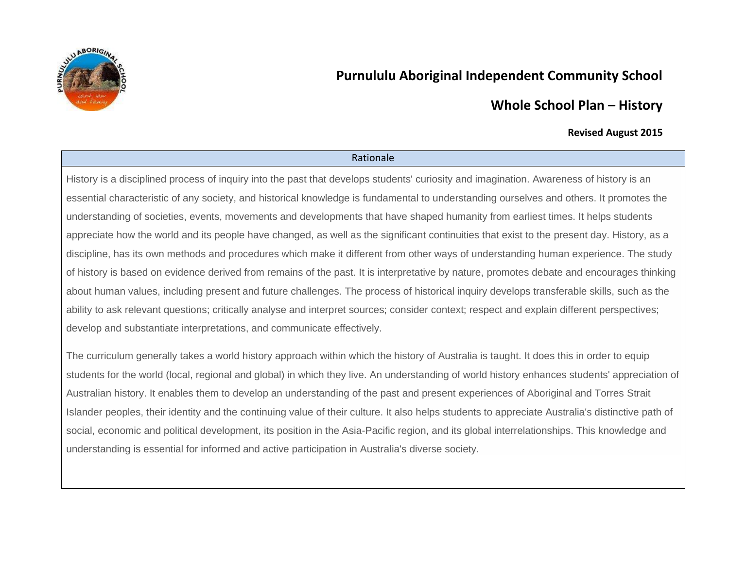# Purnululu Aboriginal Independent Community School

## Whole School Plan – History

**Revised August 2015**

| Rationale |
| --- |
| History is a disciplined process of inquiry into the past that develops students' curiosity and imagination. Awareness of history is an essential characteristic of any society, and historical knowledge is fundamental to understanding ourselves and others. It promotes the understanding of societies, events, movements and developments that have shaped humanity from earliest times. It helps students appreciate how the world and its people have changed, as well as the significant continuities that exist to the present day. History, as a discipline, has its own methods and procedures which make it different from other ways of understanding human experience. The study of history is based on evidence derived from remains of the past. It is interpretative by nature, promotes debate and encourages thinking about human values, including present and future challenges. The process of historical inquiry develops transferable skills, such as the ability to ask relevant questions; critically analyse and interpret sources; consider context; respect and explain different perspectives; develop and substantiate interpretations, and communicate effectively.<br><br>The curriculum generally takes a world history approach within which the history of Australia is taught. It does this in order to equip students for the world (local, regional and global) in which they live. An understanding of world history enhances students' appreciation of Australian history. It enables them to develop an understanding of the past and present experiences of Aboriginal and Torres Strait Islander peoples, their identity and the continuing value of their culture. It also helps students to appreciate Australia's distinctive path of social, economic and political development, its position in the Asia-Pacific region, and its global interrelationships. This knowledge and understanding is essential for informed and active participation in Australia's diverse society. |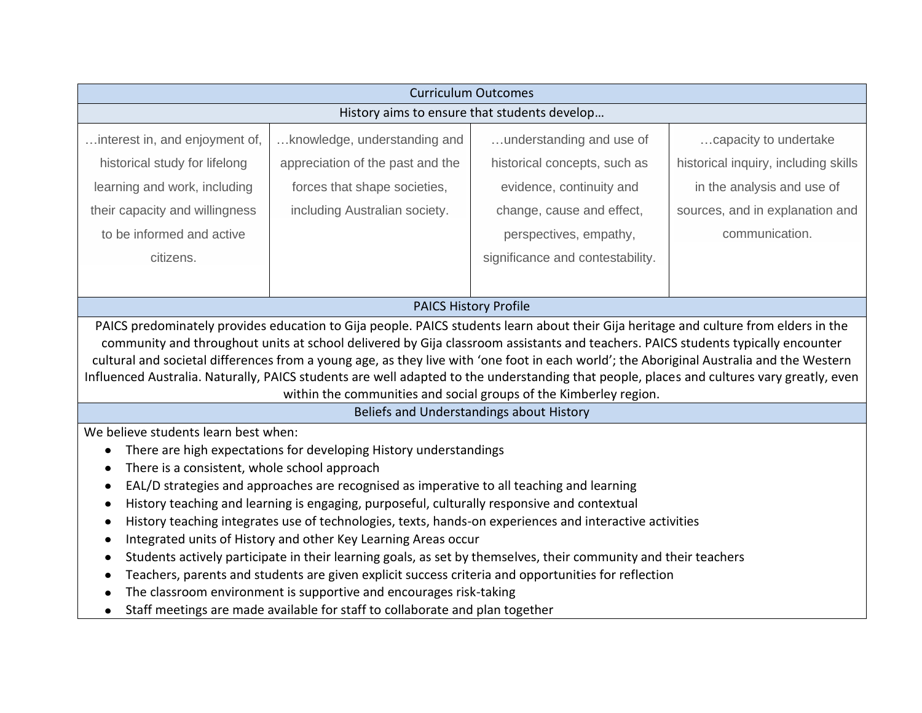| Curriculum Outcomes | | | |
|---|---|---|---|
| History aims to ensure that students develop… | | | |
| …interest in, and enjoyment of, historical study for lifelong learning and work, including their capacity and willingness to be informed and active citizens. | …knowledge, understanding and appreciation of the past and the forces that shape societies, including Australian society. | …understanding and use of historical concepts, such as evidence, continuity and change, cause and effect, perspectives, empathy, significance and contestability. | …capacity to undertake historical inquiry, including skills in the analysis and use of sources, and in explanation and communication. |

## PAICS History Profile

PAICS predominately provides education to Gija people. PAICS students learn about their Gija heritage and culture from elders in the community and throughout units at school delivered by Gija classroom assistants and teachers. PAICS students typically encounter cultural and societal differences from a young age, as they live with 'one foot in each world'; the Aboriginal Australia and the Western Influenced Australia. Naturally, PAICS students are well adapted to the understanding that people, places and cultures vary greatly, even within the communities and social groups of the Kimberley region.

## Beliefs and Understandings about History

We believe students learn best when:

- There are high expectations for developing History understandings
- There is a consistent, whole school approach
- EAL/D strategies and approaches are recognised as imperative to all teaching and learning
- History teaching and learning is engaging, purposeful, culturally responsive and contextual
- History teaching integrates use of technologies, texts, hands-on experiences and interactive activities
- Integrated units of History and other Key Learning Areas occur
- Students actively participate in their learning goals, as set by themselves, their community and their teachers
- Teachers, parents and students are given explicit success criteria and opportunities for reflection
- The classroom environment is supportive and encourages risk-taking
- Staff meetings are made available for staff to collaborate and plan together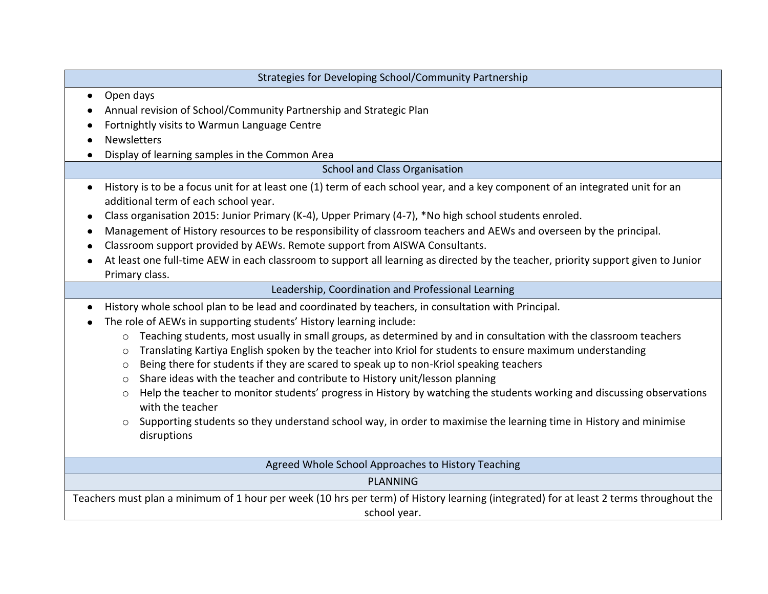## Strategies for Developing School/Community Partnership

- Open days
- Annual revision of School/Community Partnership and Strategic Plan
- Fortnightly visits to Warmun Language Centre
- Newsletters
- Display of learning samples in the Common Area

## School and Class Organisation

- History is to be a focus unit for at least one (1) term of each school year, and a key component of an integrated unit for an additional term of each school year.
- Class organisation 2015: Junior Primary (K-4), Upper Primary (4-7), *No high school students enroled.
- Management of History resources to be responsibility of classroom teachers and AEWs and overseen by the principal.
- Classroom support provided by AEWs. Remote support from AISWA Consultants.
- At least one full-time AEW in each classroom to support all learning as directed by the teacher, priority support given to Junior Primary class.

## Leadership, Coordination and Professional Learning

- History whole school plan to be lead and coordinated by teachers, in consultation with Principal.
- The role of AEWs in supporting students' History learning include:
  - Teaching students, most usually in small groups, as determined by and in consultation with the classroom teachers
  - Translating Kartiya English spoken by the teacher into Kriol for students to ensure maximum understanding
  - Being there for students if they are scared to speak up to non-Kriol speaking teachers
  - Share ideas with the teacher and contribute to History unit/lesson planning
  - Help the teacher to monitor students' progress in History by watching the students working and discussing observations with the teacher
  - Supporting students so they understand school way, in order to maximise the learning time in History and minimise disruptions

## Agreed Whole School Approaches to History Teaching

### PLANNING

Teachers must plan a minimum of 1 hour per week (10 hrs per term) of History learning (integrated) for at least 2 terms throughout the school year.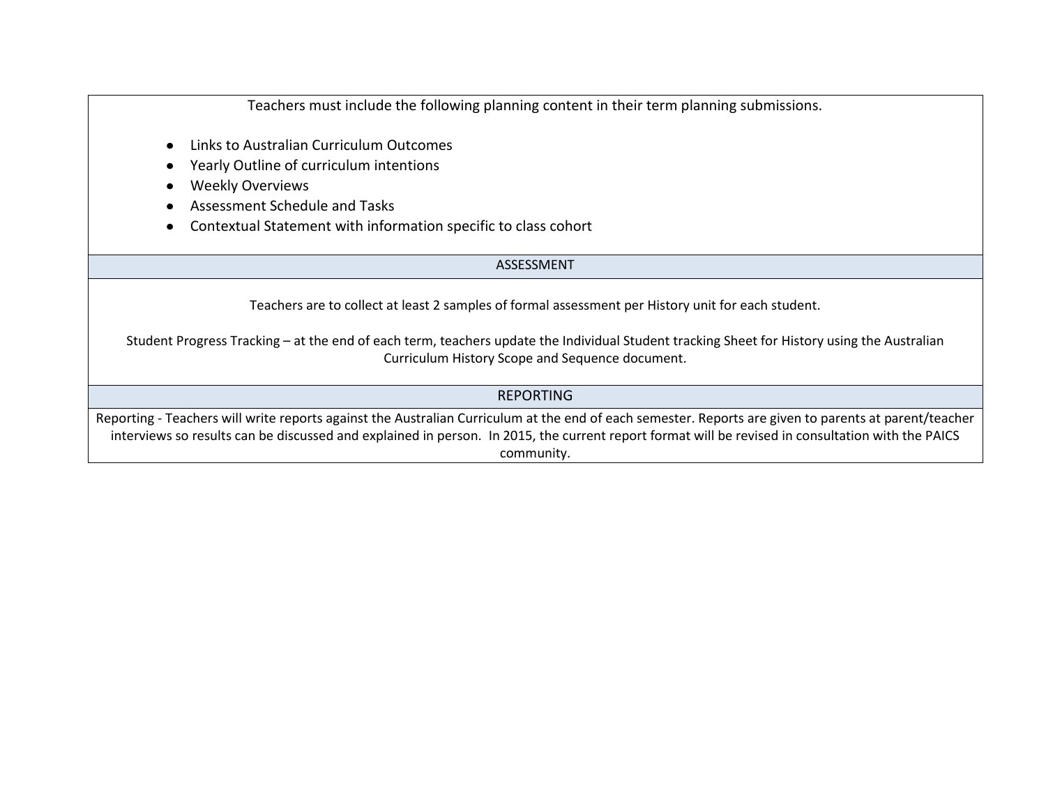Teachers must include the following planning content in their term planning submissions.

- Links to Australian Curriculum Outcomes
- Yearly Outline of curriculum intentions
- Weekly Overviews
- Assessment Schedule and Tasks
- Contextual Statement with information specific to class cohort

## ASSESSMENT

Teachers are to collect at least 2 samples of formal assessment per History unit for each student.

Student Progress Tracking – at the end of each term, teachers update the Individual Student tracking Sheet for History using the Australian Curriculum History Scope and Sequence document.

## REPORTING

Reporting - Teachers will write reports against the Australian Curriculum at the end of each semester. Reports are given to parents at parent/teacher interviews so results can be discussed and explained in person. In 2015, the current report format will be revised in consultation with the PAICS community.